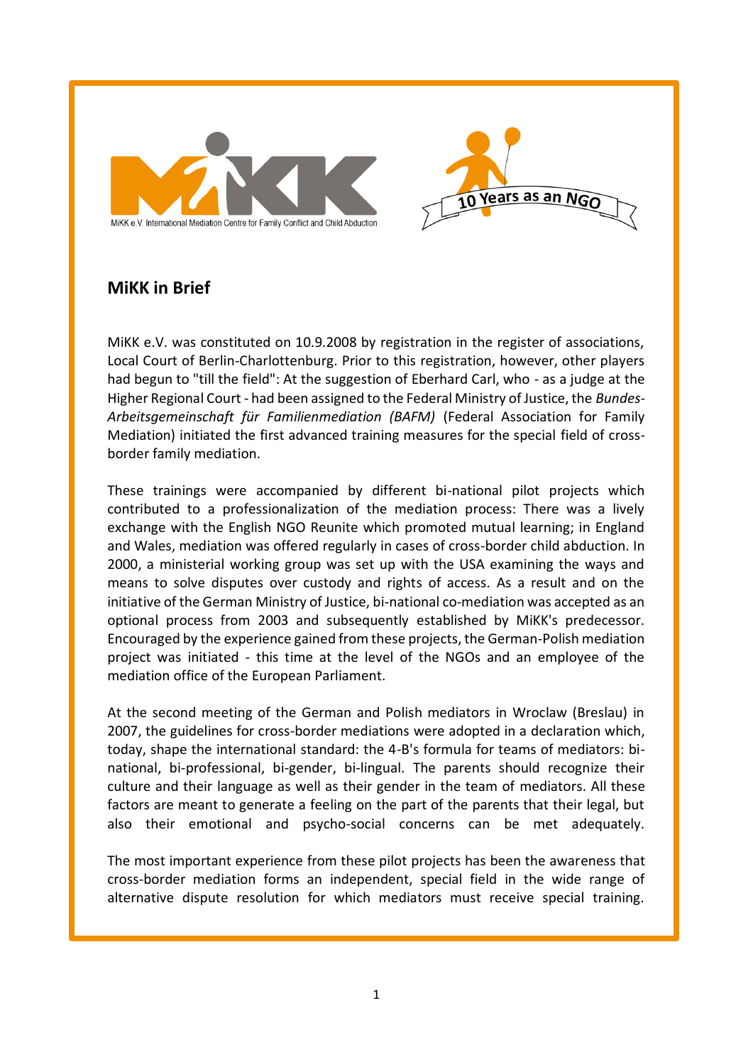MiKK e.V. International Mediation Centre for Family Conflict and Child Abduction

10 Years as an NGO

## MiKK in Brief

MiKK e.V. was constituted on 10.9.2008 by registration in the register of associations, Local Court of Berlin-Charlottenburg. Prior to this registration, however, other players had begun to "till the field": At the suggestion of Eberhard Carl, who - as a judge at the Higher Regional Court - had been assigned to the Federal Ministry of Justice, the *Bundes-Arbeitsgemeinschaft für Familienmediation (BAFM)* (Federal Association for Family Mediation) initiated the first advanced training measures for the special field of cross-border family mediation.

These trainings were accompanied by different bi-national pilot projects which contributed to a professionalization of the mediation process: There was a lively exchange with the English NGO Reunite which promoted mutual learning; in England and Wales, mediation was offered regularly in cases of cross-border child abduction. In 2000, a ministerial working group was set up with the USA examining the ways and means to solve disputes over custody and rights of access. As a result and on the initiative of the German Ministry of Justice, bi-national co-mediation was accepted as an optional process from 2003 and subsequently established by MiKK's predecessor. Encouraged by the experience gained from these projects, the German-Polish mediation project was initiated - this time at the level of the NGOs and an employee of the mediation office of the European Parliament.

At the second meeting of the German and Polish mediators in Wroclaw (Breslau) in 2007, the guidelines for cross-border mediations were adopted in a declaration which, today, shape the international standard: the 4-B's formula for teams of mediators: bi-national, bi-professional, bi-gender, bi-lingual. The parents should recognize their culture and their language as well as their gender in the team of mediators. All these factors are meant to generate a feeling on the part of the parents that their legal, but also their emotional and psycho-social concerns can be met adequately.

The most important experience from these pilot projects has been the awareness that cross-border mediation forms an independent, special field in the wide range of alternative dispute resolution for which mediators must receive special training.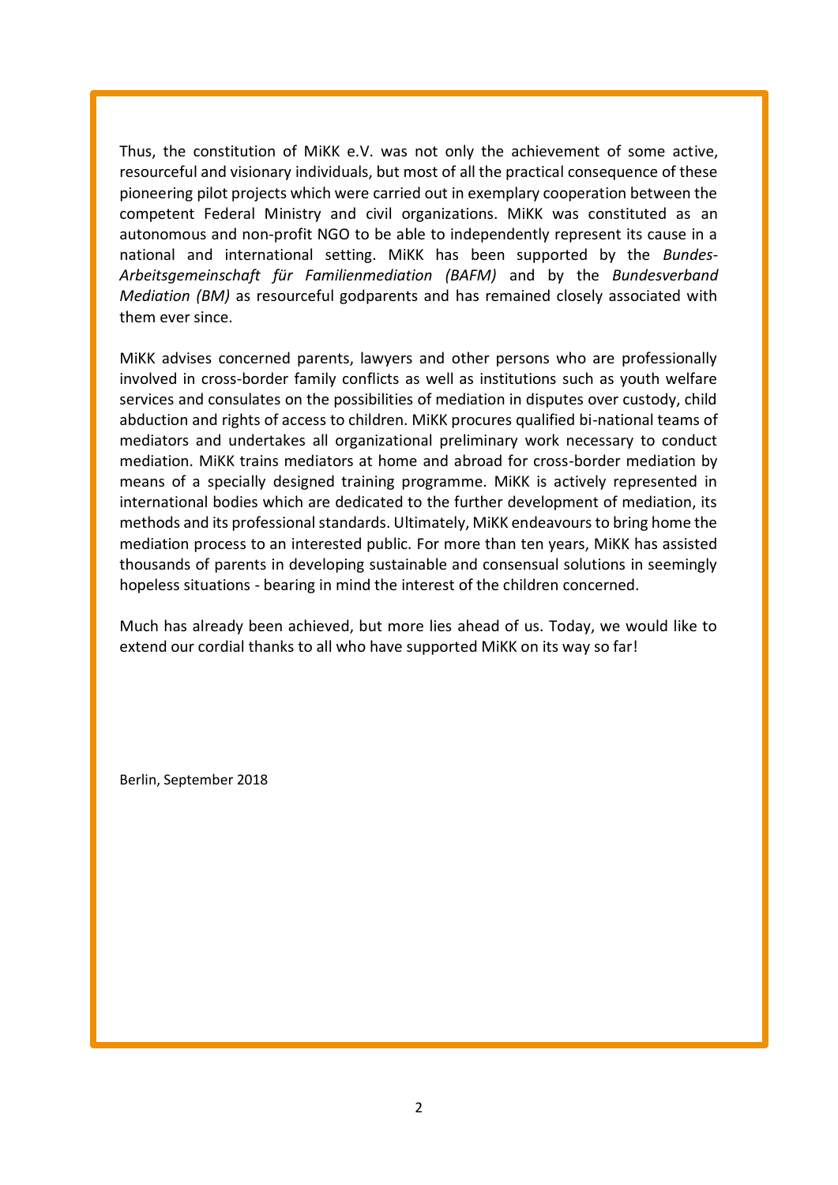Thus, the constitution of MiKK e.V. was not only the achievement of some active, resourceful and visionary individuals, but most of all the practical consequence of these pioneering pilot projects which were carried out in exemplary cooperation between the competent Federal Ministry and civil organizations. MiKK was constituted as an autonomous and non-profit NGO to be able to independently represent its cause in a national and international setting. MiKK has been supported by the *Bundes-Arbeitsgemeinschaft für Familienmediation (BAFM)* and by the *Bundesverband Mediation (BM)* as resourceful godparents and has remained closely associated with them ever since.

MiKK advises concerned parents, lawyers and other persons who are professionally involved in cross-border family conflicts as well as institutions such as youth welfare services and consulates on the possibilities of mediation in disputes over custody, child abduction and rights of access to children. MiKK procures qualified bi-national teams of mediators and undertakes all organizational preliminary work necessary to conduct mediation. MiKK trains mediators at home and abroad for cross-border mediation by means of a specially designed training programme. MiKK is actively represented in international bodies which are dedicated to the further development of mediation, its methods and its professional standards. Ultimately, MiKK endeavours to bring home the mediation process to an interested public. For more than ten years, MiKK has assisted thousands of parents in developing sustainable and consensual solutions in seemingly hopeless situations - bearing in mind the interest of the children concerned.

Much has already been achieved, but more lies ahead of us. Today, we would like to extend our cordial thanks to all who have supported MiKK on its way so far!

Berlin, September 2018